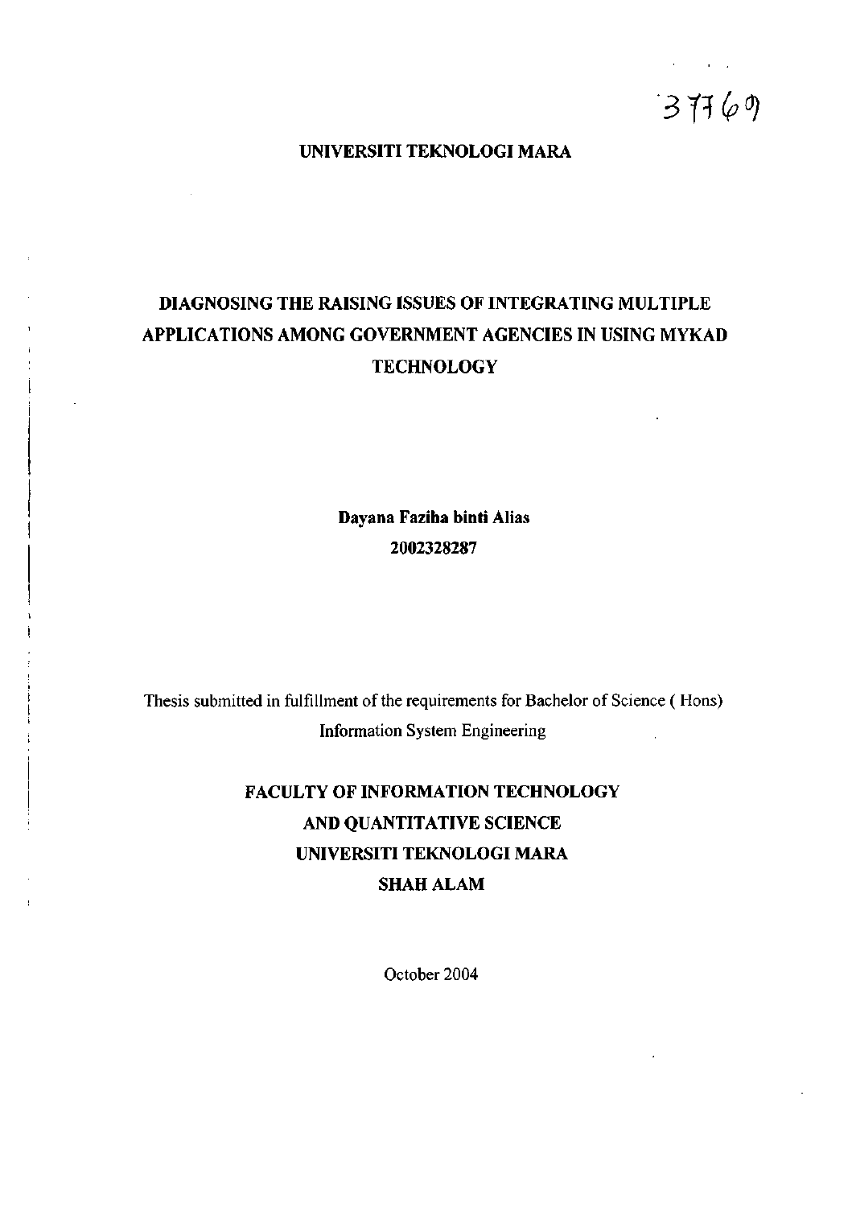37760

**UNIVERSITI TEKNOLOGI MARA**

# DIAGNOSING THE RAISING ISSUES OF INTEGRATING MULTIPLE APPLICATIONS AMONG GOVERNMENT AGENCIES IN USING MYKAD TECHNOLOGY

**Dayana Faziha binti Alias**

**2002328287**

Thesis submitted in fulfillment of the requirements for Bachelor of Science ( Hons) Information System Engineering

**FACULTY OF INFORMATION TECHNOLOGY AND QUANTITATIVE SCIENCE**

**UNIVERSITI TEKNOLOGI MARA**

**SHAH ALAM**

October 2004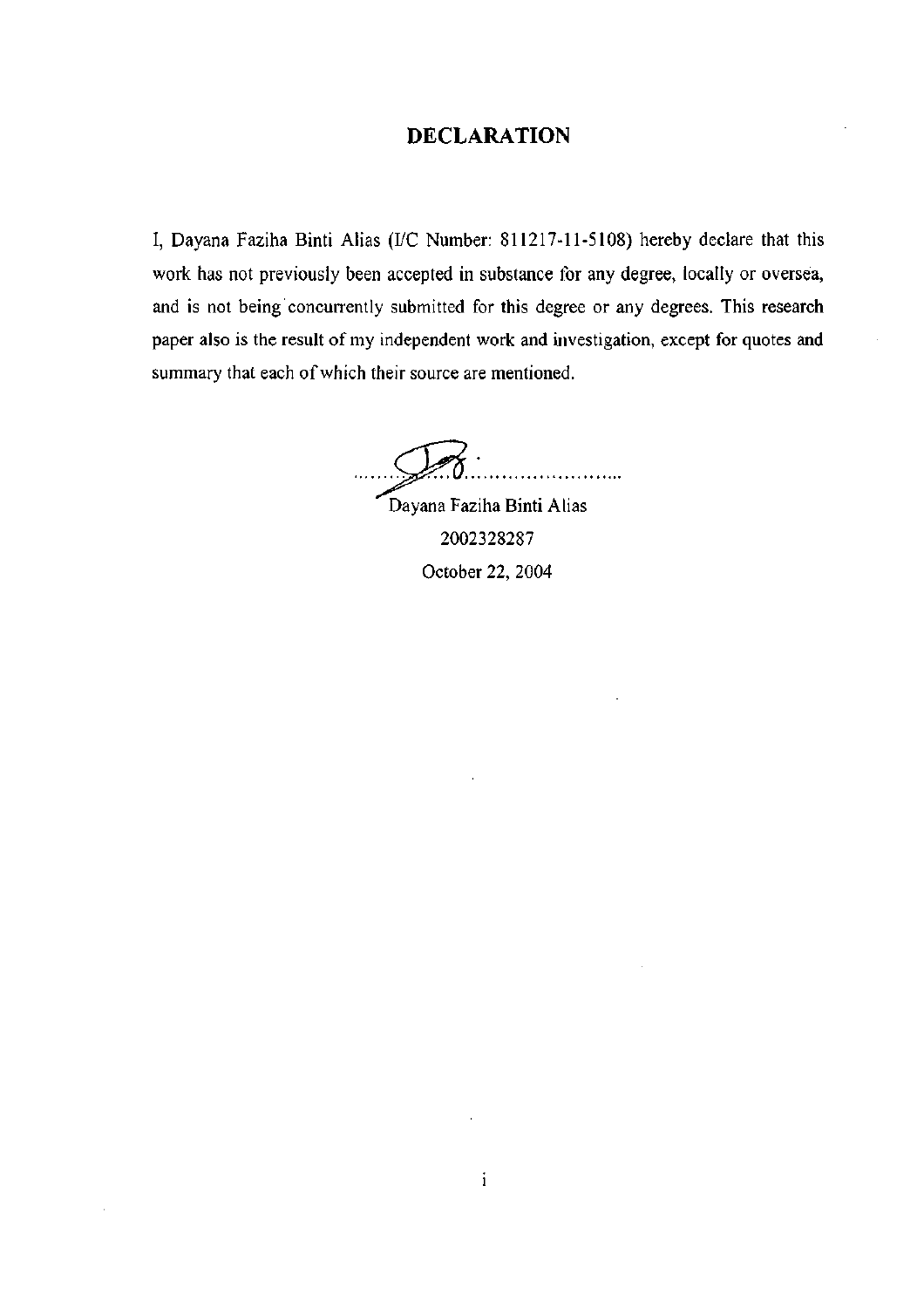# DECLARATION

I, Dayana Faziha Binti Alias (I/C Number: 811217-11-5108) hereby declare that this work has not previously been accepted in substance for any degree, locally or oversea, and is not being concurrently submitted for this degree or any degrees. This research paper also is the result of my independent work and investigation, except for quotes and summary that each of which their source are mentioned.

..........................................

Dayana Faziha Binti Alias

2002328287

October 22, 2004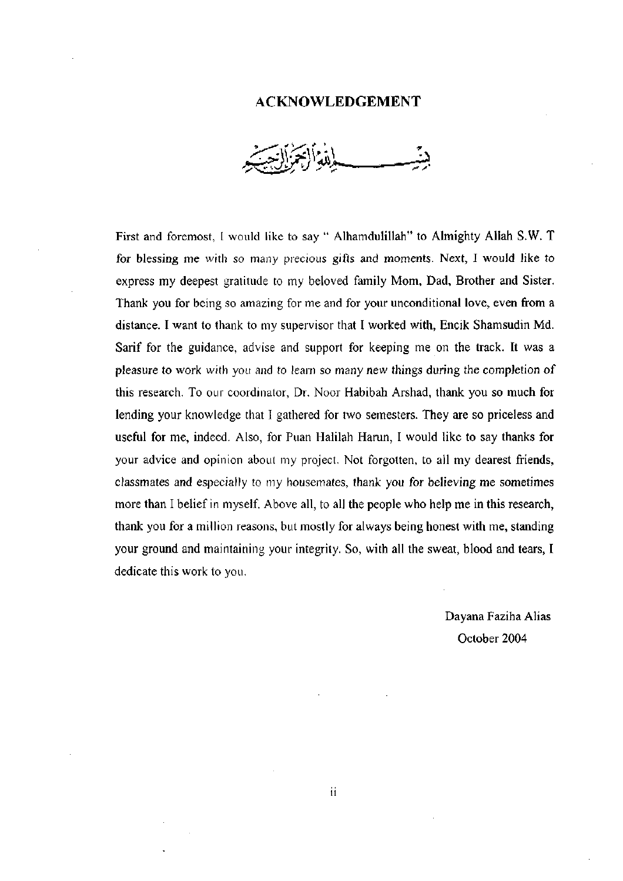# ACKNOWLEDGEMENT

بِسْمِ اللهِ الرَّحْمٰنِ الرَّحِيْمِ

First and foremost, I would like to say " Alhamdulillah" to Almighty Allah S.W. T for blessing me with so many precious gifts and moments. Next, I would like to express my deepest gratitude to my beloved family Mom, Dad, Brother and Sister. Thank you for being so amazing for me and for your unconditional love, even from a distance. I want to thank to my supervisor that I worked with, Encik Shamsudin Md. Sarif for the guidance, advise and support for keeping me on the track. It was a pleasure to work with you and to learn so many new things during the completion of this research. To our coordinator, Dr. Noor Habibah Arshad, thank you so much for lending your knowledge that I gathered for two semesters. They are so priceless and useful for me, indeed. Also, for Puan Halilah Harun, I would like to say thanks for your advice and opinion about my project. Not forgotten, to all my dearest friends, classmates and especially to my housemates, thank you for believing me sometimes more than I belief in myself. Above all, to all the people who help me in this research, thank you for a million reasons, but mostly for always being honest with me, standing your ground and maintaining your integrity. So, with all the sweat, blood and tears, I dedicate this work to you.

Dayana Faziha Alias
October 2004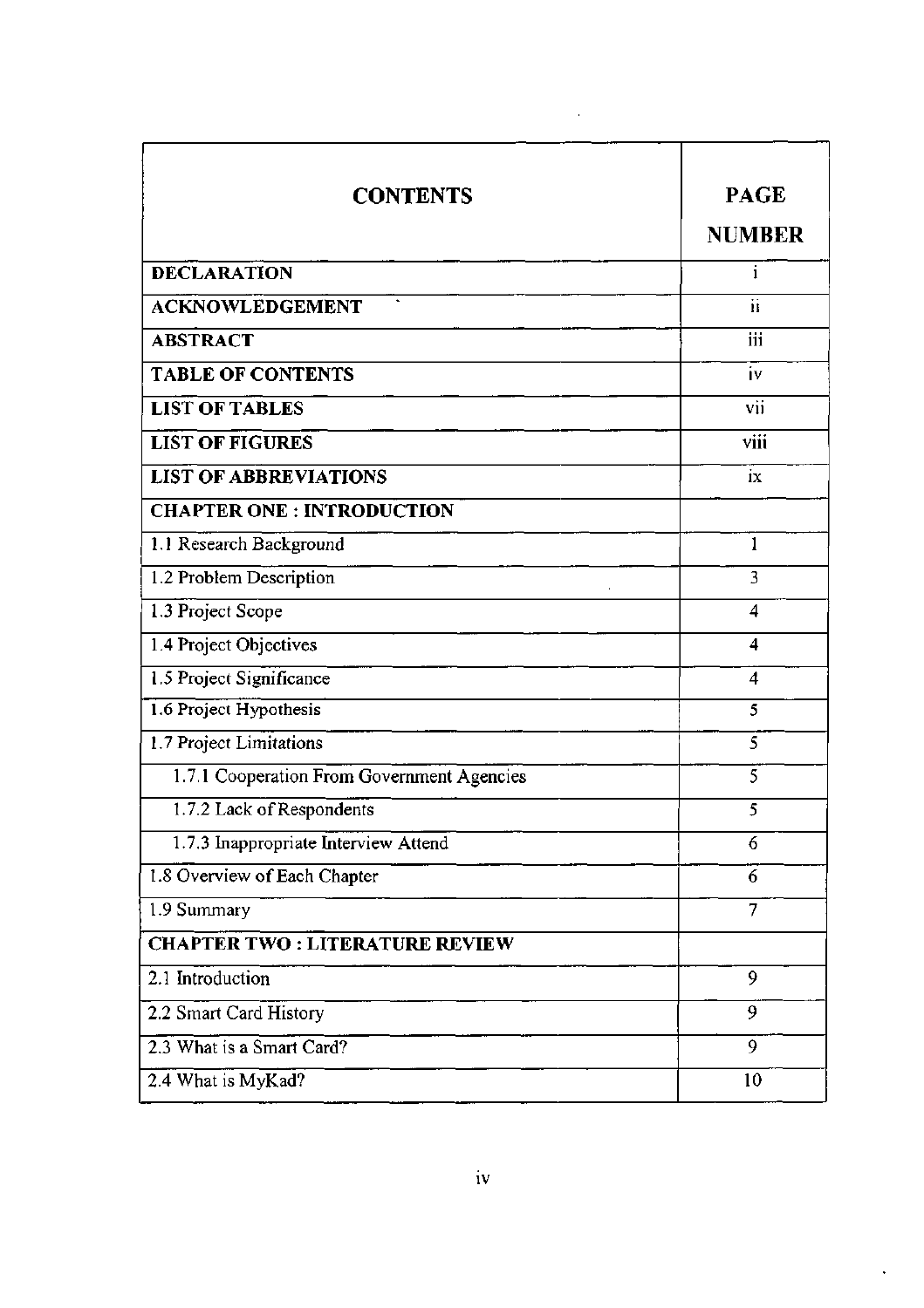| CONTENTS | PAGE NUMBER |
|---|---|
| **DECLARATION** | i |
| **ACKNOWLEDGEMENT** | ii |
| **ABSTRACT** | iii |
| **TABLE OF CONTENTS** | iv |
| **LIST OF TABLES** | vii |
| **LIST OF FIGURES** | viii |
| **LIST OF ABBREVIATIONS** | ix |
| **CHAPTER ONE : INTRODUCTION** | |
| 1.1 Research Background | 1 |
| 1.2 Problem Description | 3 |
| 1.3 Project Scope | 4 |
| 1.4 Project Objectives | 4 |
| 1.5 Project Significance | 4 |
| 1.6 Project Hypothesis | 5 |
| 1.7 Project Limitations | 5 |
| 1.7.1 Cooperation From Government Agencies | 5 |
| 1.7.2 Lack of Respondents | 5 |
| 1.7.3 Inappropriate Interview Attend | 6 |
| 1.8 Overview of Each Chapter | 6 |
| 1.9 Summary | 7 |
| **CHAPTER TWO : LITERATURE REVIEW** | |
| 2.1 Introduction | 9 |
| 2.2 Smart Card History | 9 |
| 2.3 What is a Smart Card? | 9 |
| 2.4 What is MyKad? | 10 |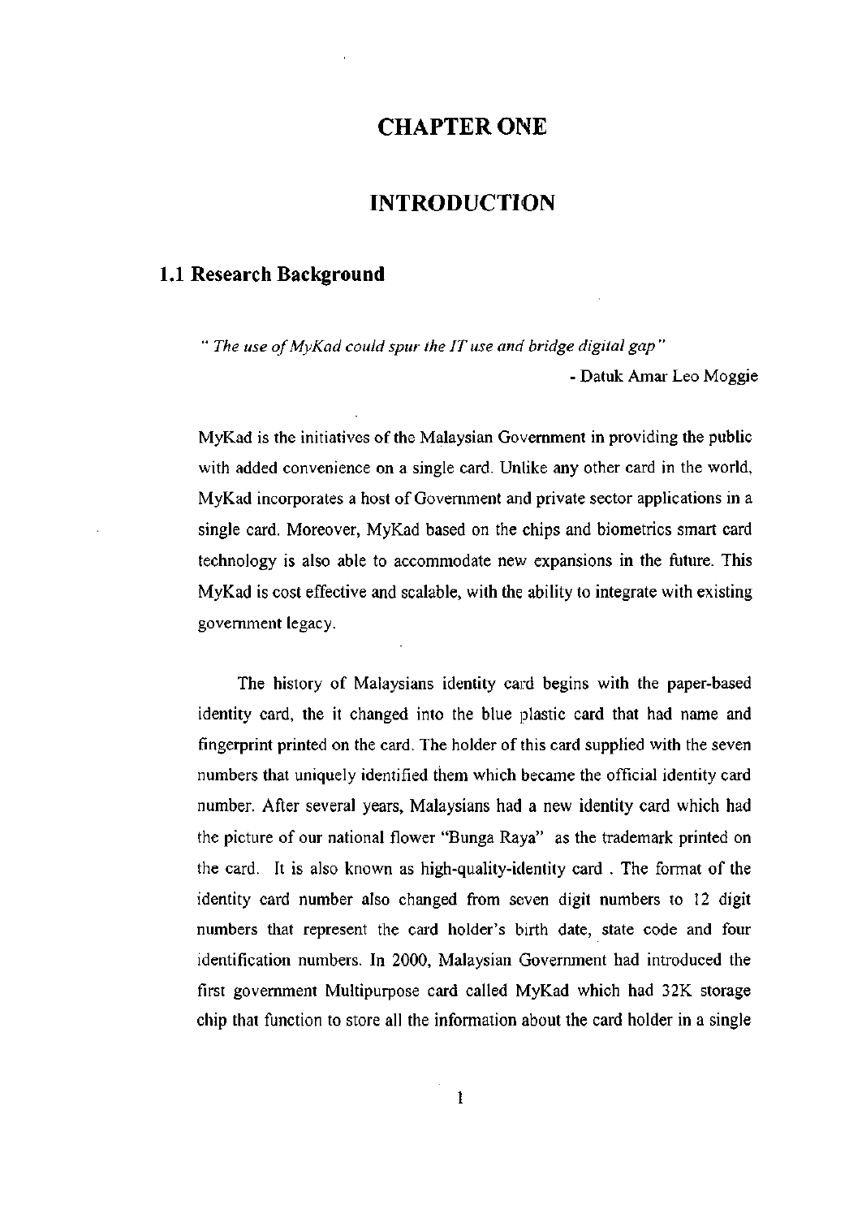# CHAPTER ONE

# INTRODUCTION

## 1.1 Research Background

*" The use of MyKad could spur the IT use and bridge digital gap"*

- Datuk Amar Leo Moggie

MyKad is the initiatives of the Malaysian Government in providing the public with added convenience on a single card. Unlike any other card in the world, MyKad incorporates a host of Government and private sector applications in a single card. Moreover, MyKad based on the chips and biometrics smart card technology is also able to accommodate new expansions in the future. This MyKad is cost effective and scalable, with the ability to integrate with existing government legacy.

The history of Malaysians identity card begins with the paper-based identity card, the it changed into the blue plastic card that had name and fingerprint printed on the card. The holder of this card supplied with the seven numbers that uniquely identified them which became the official identity card number. After several years, Malaysians had a new identity card which had the picture of our national flower "Bunga Raya" as the trademark printed on the card. It is also known as high-quality-identity card . The format of the identity card number also changed from seven digit numbers to 12 digit numbers that represent the card holder's birth date, state code and four identification numbers. In 2000, Malaysian Government had introduced the first government Multipurpose card called MyKad which had 32K storage chip that function to store all the information about the card holder in a single